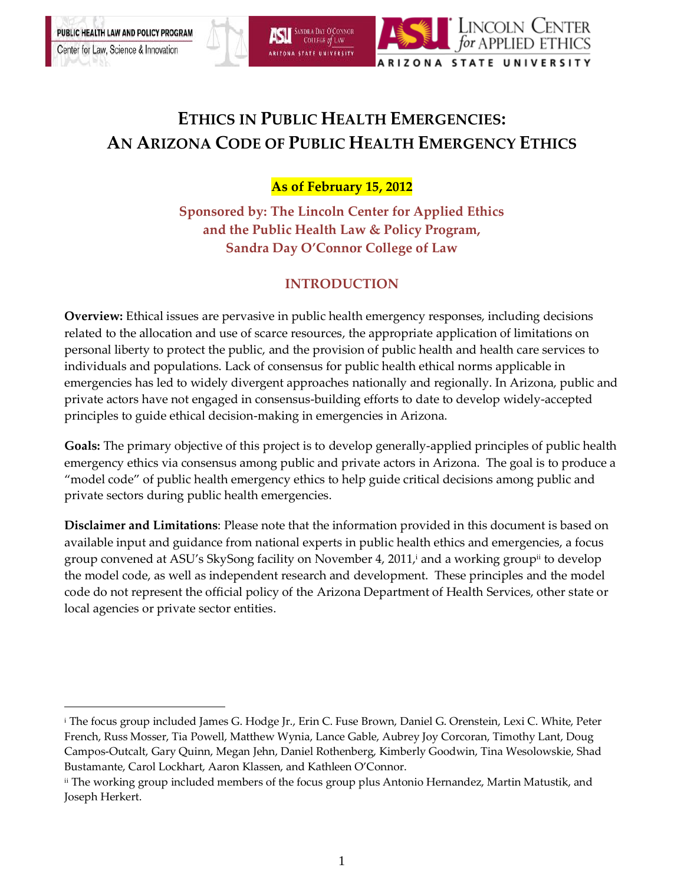# ETHICS IN PUBLIC HEALTH EMERGENCIES: AN ARIZONA CODE OF PUBLIC HEALTH EMERGENCY ETHICS

**As of February 15, 2012**

**Sponsored by: The Lincoln Center for Applied Ethics and the Public Health Law & Policy Program, Sandra Day O'Connor College of Law**

## INTRODUCTION

**Overview:** Ethical issues are pervasive in public health emergency responses, including decisions related to the allocation and use of scarce resources, the appropriate application of limitations on personal liberty to protect the public, and the provision of public health and health care services to individuals and populations. Lack of consensus for public health ethical norms applicable in emergencies has led to widely divergent approaches nationally and regionally. In Arizona, public and private actors have not engaged in consensus-building efforts to date to develop widely-accepted principles to guide ethical decision-making in emergencies in Arizona.

**Goals:** The primary objective of this project is to develop generally-applied principles of public health emergency ethics via consensus among public and private actors in Arizona. The goal is to produce a "model code" of public health emergency ethics to help guide critical decisions among public and private sectors during public health emergencies.

**Disclaimer and Limitations**: Please note that the information provided in this document is based on available input and guidance from national experts in public health ethics and emergencies, a focus group convened at ASU's SkySong facility on November 4, 2011,[i] and a working group[ii] to develop the model code, as well as independent research and development. These principles and the model code do not represent the official policy of the Arizona Department of Health Services, other state or local agencies or private sector entities.

---

[i] The focus group included James G. Hodge Jr., Erin C. Fuse Brown, Daniel G. Orenstein, Lexi C. White, Peter French, Russ Mosser, Tia Powell, Matthew Wynia, Lance Gable, Aubrey Joy Corcoran, Timothy Lant, Doug Campos-Outcalt, Gary Quinn, Megan Jehn, Daniel Rothenberg, Kimberly Goodwin, Tina Wesolowskie, Shad Bustamante, Carol Lockhart, Aaron Klassen, and Kathleen O'Connor.

[ii] The working group included members of the focus group plus Antonio Hernandez, Martin Matustik, and Joseph Herkert.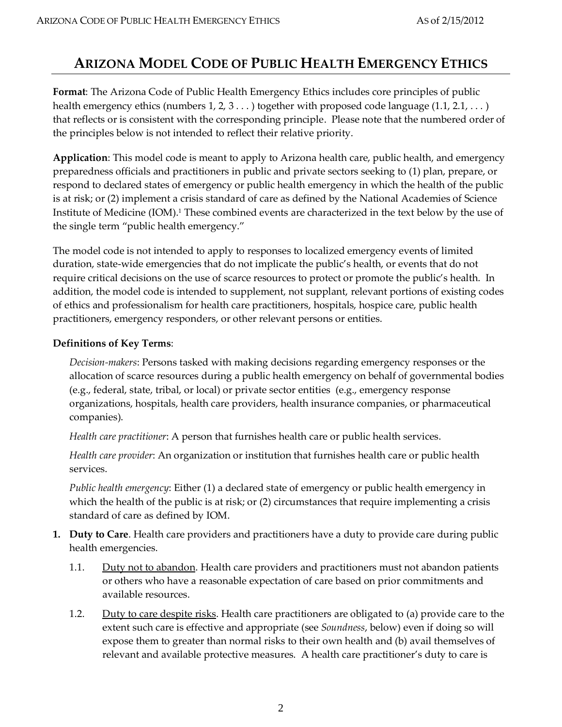# ARIZONA MODEL CODE OF PUBLIC HEALTH EMERGENCY ETHICS

**Format**: The Arizona Code of Public Health Emergency Ethics includes core principles of public health emergency ethics (numbers 1, 2, 3 . . . ) together with proposed code language (1.1, 2.1, . . . ) that reflects or is consistent with the corresponding principle. Please note that the numbered order of the principles below is not intended to reflect their relative priority.

**Application**: This model code is meant to apply to Arizona health care, public health, and emergency preparedness officials and practitioners in public and private sectors seeking to (1) plan, prepare, or respond to declared states of emergency or public health emergency in which the health of the public is at risk; or (2) implement a crisis standard of care as defined by the National Academies of Science Institute of Medicine (IOM).[1] These combined events are characterized in the text below by the use of the single term "public health emergency."

The model code is not intended to apply to responses to localized emergency events of limited duration, state-wide emergencies that do not implicate the public's health, or events that do not require critical decisions on the use of scarce resources to protect or promote the public's health. In addition, the model code is intended to supplement, not supplant, relevant portions of existing codes of ethics and professionalism for health care practitioners, hospitals, hospice care, public health practitioners, emergency responders, or other relevant persons or entities.

**Definitions of Key Terms**:

*Decision-makers*: Persons tasked with making decisions regarding emergency responses or the allocation of scarce resources during a public health emergency on behalf of governmental bodies (e.g., federal, state, tribal, or local) or private sector entities (e.g., emergency response organizations, hospitals, health care providers, health insurance companies, or pharmaceutical companies).

*Health care practitioner*: A person that furnishes health care or public health services.

*Health care provider*: An organization or institution that furnishes health care or public health services.

*Public health emergency*: Either (1) a declared state of emergency or public health emergency in which the health of the public is at risk; or (2) circumstances that require implementing a crisis standard of care as defined by IOM.

1. **Duty to Care**. Health care providers and practitioners have a duty to provide care during public health emergencies.

    1.1. Duty not to abandon. Health care providers and practitioners must not abandon patients or others who have a reasonable expectation of care based on prior commitments and available resources.

    1.2. Duty to care despite risks. Health care practitioners are obligated to (a) provide care to the extent such care is effective and appropriate (see *Soundness*, below) even if doing so will expose them to greater than normal risks to their own health and (b) avail themselves of relevant and available protective measures. A health care practitioner's duty to care is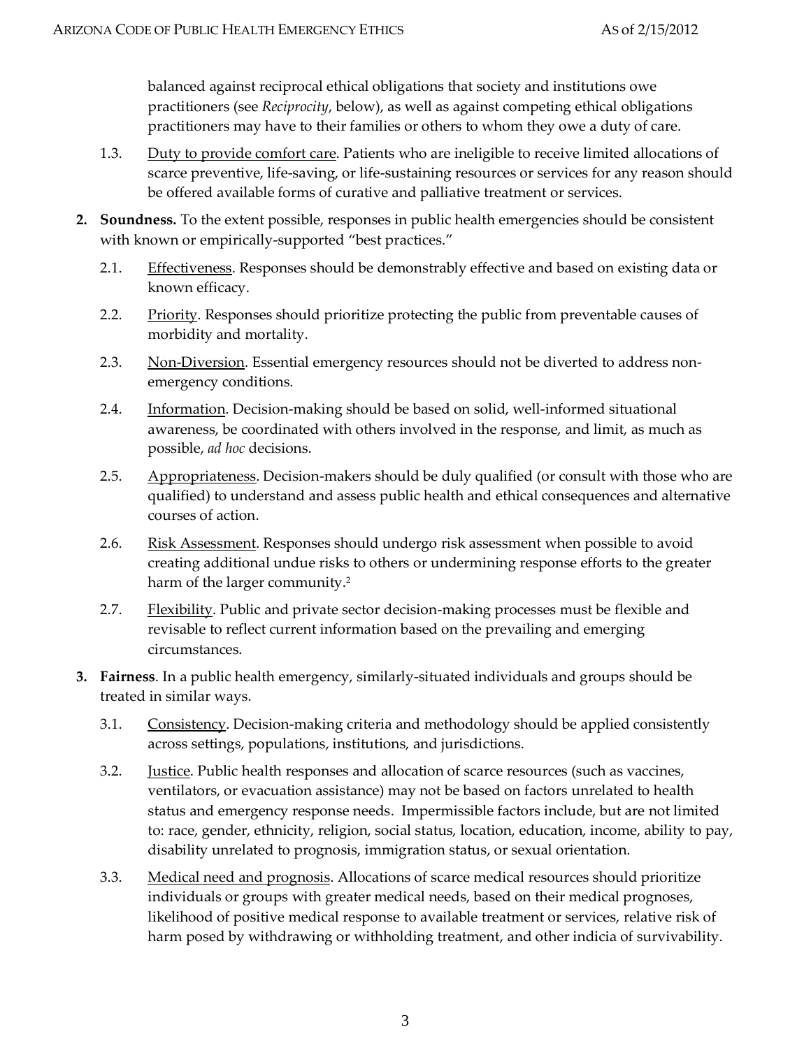balanced against reciprocal ethical obligations that society and institutions owe practitioners (see *Reciprocity*, below), as well as against competing ethical obligations practitioners may have to their families or others to whom they owe a duty of care.

1.3. Duty to provide comfort care. Patients who are ineligible to receive limited allocations of scarce preventive, life-saving, or life-sustaining resources or services for any reason should be offered available forms of curative and palliative treatment or services.

**2. Soundness.** To the extent possible, responses in public health emergencies should be consistent with known or empirically-supported "best practices."

2.1. Effectiveness. Responses should be demonstrably effective and based on existing data or known efficacy.

2.2. Priority. Responses should prioritize protecting the public from preventable causes of morbidity and mortality.

2.3. Non-Diversion. Essential emergency resources should not be diverted to address non-emergency conditions.

2.4. Information. Decision-making should be based on solid, well-informed situational awareness, be coordinated with others involved in the response, and limit, as much as possible, *ad hoc* decisions.

2.5. Appropriateness. Decision-makers should be duly qualified (or consult with those who are qualified) to understand and assess public health and ethical consequences and alternative courses of action.

2.6. Risk Assessment. Responses should undergo risk assessment when possible to avoid creating additional undue risks to others or undermining response efforts to the greater harm of the larger community.[2]

2.7. Flexibility. Public and private sector decision-making processes must be flexible and revisable to reflect current information based on the prevailing and emerging circumstances.

**3. Fairness**. In a public health emergency, similarly-situated individuals and groups should be treated in similar ways.

3.1. Consistency. Decision-making criteria and methodology should be applied consistently across settings, populations, institutions, and jurisdictions.

3.2. Justice. Public health responses and allocation of scarce resources (such as vaccines, ventilators, or evacuation assistance) may not be based on factors unrelated to health status and emergency response needs. Impermissible factors include, but are not limited to: race, gender, ethnicity, religion, social status, location, education, income, ability to pay, disability unrelated to prognosis, immigration status, or sexual orientation.

3.3. Medical need and prognosis. Allocations of scarce medical resources should prioritize individuals or groups with greater medical needs, based on their medical prognoses, likelihood of positive medical response to available treatment or services, relative risk of harm posed by withdrawing or withholding treatment, and other indicia of survivability.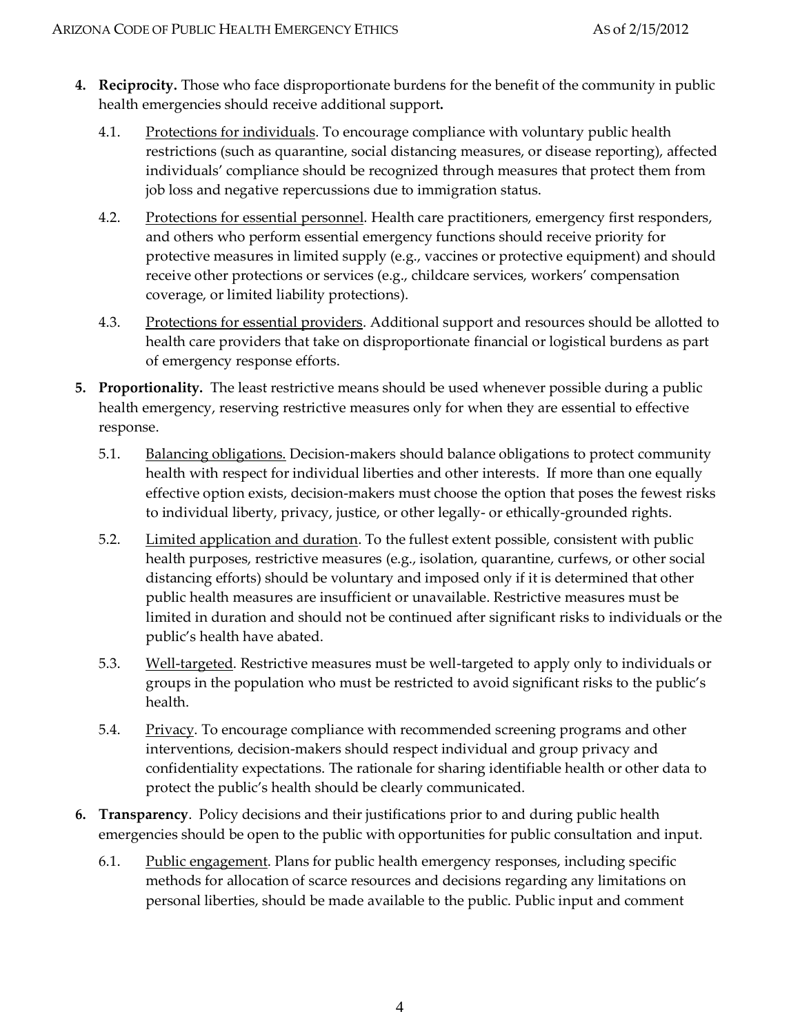4. **Reciprocity.** Those who face disproportionate burdens for the benefit of the community in public health emergencies should receive additional support**.**

   4.1. <u>Protections for individuals</u>. To encourage compliance with voluntary public health restrictions (such as quarantine, social distancing measures, or disease reporting), affected individuals' compliance should be recognized through measures that protect them from job loss and negative repercussions due to immigration status.

   4.2. <u>Protections for essential personnel</u>. Health care practitioners, emergency first responders, and others who perform essential emergency functions should receive priority for protective measures in limited supply (e.g., vaccines or protective equipment) and should receive other protections or services (e.g., childcare services, workers' compensation coverage, or limited liability protections).

   4.3. <u>Protections for essential providers</u>. Additional support and resources should be allotted to health care providers that take on disproportionate financial or logistical burdens as part of emergency response efforts.

5. **Proportionality.** The least restrictive means should be used whenever possible during a public health emergency, reserving restrictive measures only for when they are essential to effective response.

   5.1. <u>Balancing obligations.</u> Decision-makers should balance obligations to protect community health with respect for individual liberties and other interests. If more than one equally effective option exists, decision-makers must choose the option that poses the fewest risks to individual liberty, privacy, justice, or other legally- or ethically-grounded rights.

   5.2. <u>Limited application and duration</u>. To the fullest extent possible, consistent with public health purposes, restrictive measures (e.g., isolation, quarantine, curfews, or other social distancing efforts) should be voluntary and imposed only if it is determined that other public health measures are insufficient or unavailable. Restrictive measures must be limited in duration and should not be continued after significant risks to individuals or the public's health have abated.

   5.3. <u>Well-targeted</u>. Restrictive measures must be well-targeted to apply only to individuals or groups in the population who must be restricted to avoid significant risks to the public's health.

   5.4. <u>Privacy</u>. To encourage compliance with recommended screening programs and other interventions, decision-makers should respect individual and group privacy and confidentiality expectations. The rationale for sharing identifiable health or other data to protect the public's health should be clearly communicated.

6. **Transparency**. Policy decisions and their justifications prior to and during public health emergencies should be open to the public with opportunities for public consultation and input.

   6.1. <u>Public engagement</u>. Plans for public health emergency responses, including specific methods for allocation of scarce resources and decisions regarding any limitations on personal liberties, should be made available to the public. Public input and comment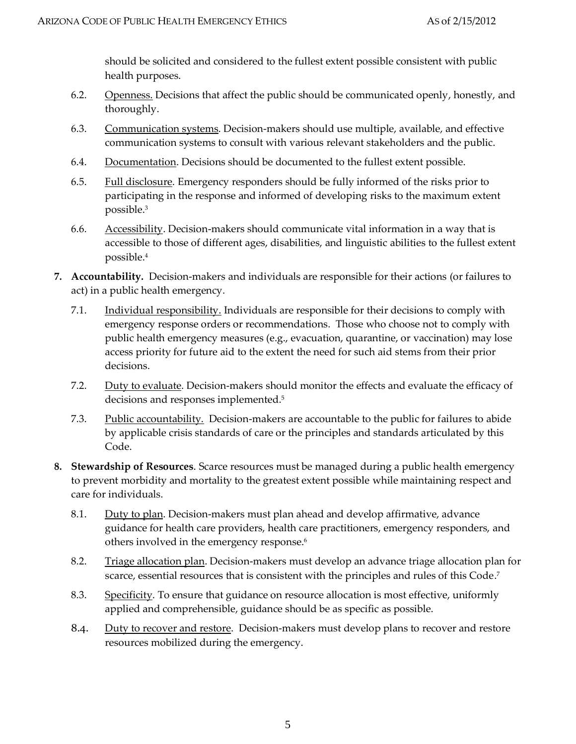should be solicited and considered to the fullest extent possible consistent with public health purposes.

6.2. Openness. Decisions that affect the public should be communicated openly, honestly, and thoroughly.

6.3. Communication systems. Decision-makers should use multiple, available, and effective communication systems to consult with various relevant stakeholders and the public.

6.4. Documentation. Decisions should be documented to the fullest extent possible.

6.5. Full disclosure. Emergency responders should be fully informed of the risks prior to participating in the response and informed of developing risks to the maximum extent possible.[3]

6.6. Accessibility. Decision-makers should communicate vital information in a way that is accessible to those of different ages, disabilities, and linguistic abilities to the fullest extent possible.[4]

**7. Accountability.** Decision-makers and individuals are responsible for their actions (or failures to act) in a public health emergency.

7.1. Individual responsibility. Individuals are responsible for their decisions to comply with emergency response orders or recommendations. Those who choose not to comply with public health emergency measures (e.g., evacuation, quarantine, or vaccination) may lose access priority for future aid to the extent the need for such aid stems from their prior decisions.

7.2. Duty to evaluate. Decision-makers should monitor the effects and evaluate the efficacy of decisions and responses implemented.[5]

7.3. Public accountability. Decision-makers are accountable to the public for failures to abide by applicable crisis standards of care or the principles and standards articulated by this Code.

**8. Stewardship of Resources**. Scarce resources must be managed during a public health emergency to prevent morbidity and mortality to the greatest extent possible while maintaining respect and care for individuals.

8.1. Duty to plan. Decision-makers must plan ahead and develop affirmative, advance guidance for health care providers, health care practitioners, emergency responders, and others involved in the emergency response.[6]

8.2. Triage allocation plan. Decision-makers must develop an advance triage allocation plan for scarce, essential resources that is consistent with the principles and rules of this Code.[7]

8.3. Specificity. To ensure that guidance on resource allocation is most effective, uniformly applied and comprehensible, guidance should be as specific as possible.

8.4. Duty to recover and restore. Decision-makers must develop plans to recover and restore resources mobilized during the emergency.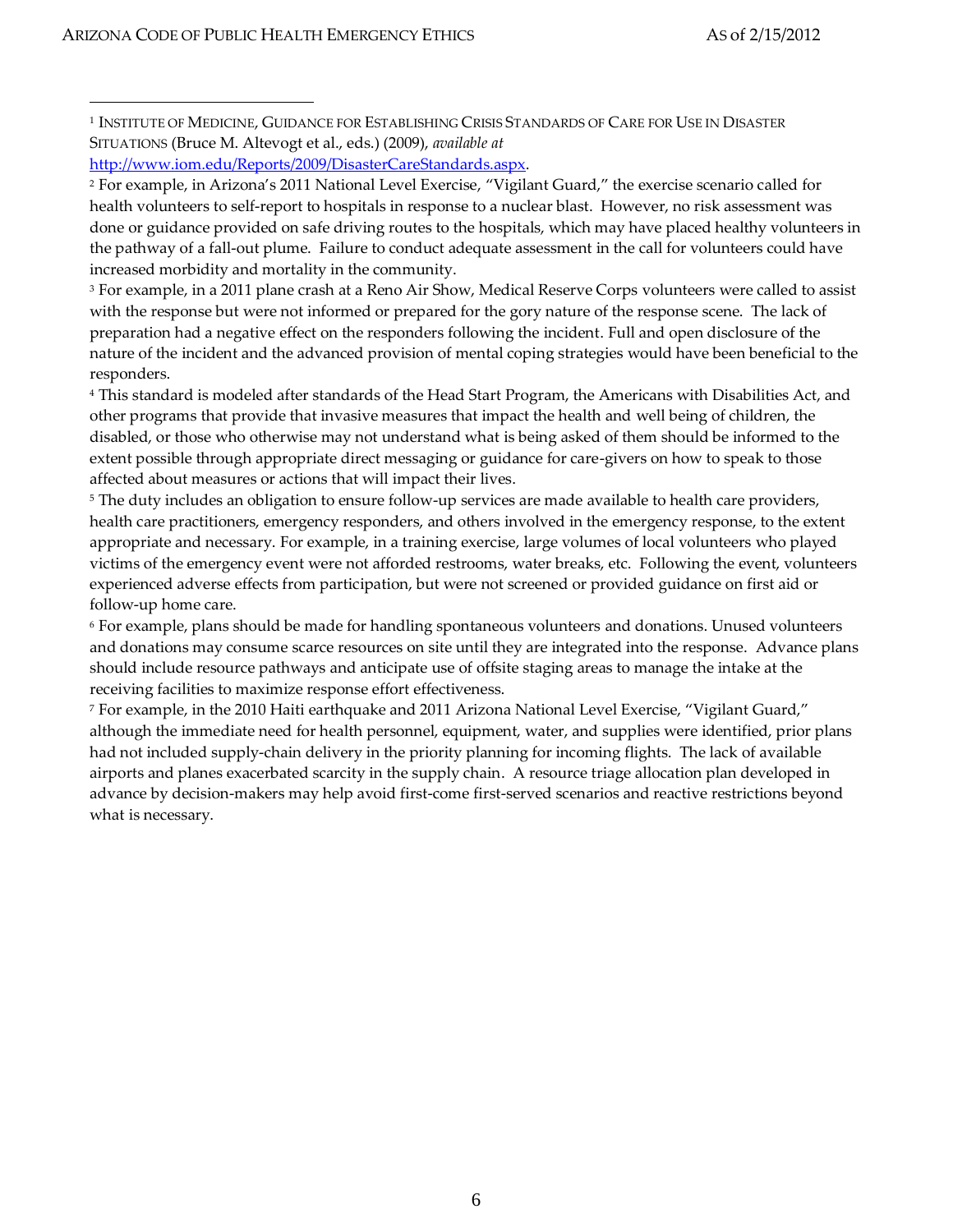[1] INSTITUTE OF MEDICINE, GUIDANCE FOR ESTABLISHING CRISIS STANDARDS OF CARE FOR USE IN DISASTER SITUATIONS (Bruce M. Altevogt et al., eds.) (2009), *available at* http://www.iom.edu/Reports/2009/DisasterCareStandards.aspx.

[2] For example, in Arizona's 2011 National Level Exercise, "Vigilant Guard," the exercise scenario called for health volunteers to self-report to hospitals in response to a nuclear blast. However, no risk assessment was done or guidance provided on safe driving routes to the hospitals, which may have placed healthy volunteers in the pathway of a fall-out plume. Failure to conduct adequate assessment in the call for volunteers could have increased morbidity and mortality in the community.

[3] For example, in a 2011 plane crash at a Reno Air Show, Medical Reserve Corps volunteers were called to assist with the response but were not informed or prepared for the gory nature of the response scene. The lack of preparation had a negative effect on the responders following the incident. Full and open disclosure of the nature of the incident and the advanced provision of mental coping strategies would have been beneficial to the responders.

[4] This standard is modeled after standards of the Head Start Program, the Americans with Disabilities Act, and other programs that provide that invasive measures that impact the health and well being of children, the disabled, or those who otherwise may not understand what is being asked of them should be informed to the extent possible through appropriate direct messaging or guidance for care-givers on how to speak to those affected about measures or actions that will impact their lives.

[5] The duty includes an obligation to ensure follow-up services are made available to health care providers, health care practitioners, emergency responders, and others involved in the emergency response, to the extent appropriate and necessary. For example, in a training exercise, large volumes of local volunteers who played victims of the emergency event were not afforded restrooms, water breaks, etc. Following the event, volunteers experienced adverse effects from participation, but were not screened or provided guidance on first aid or follow-up home care.

[6] For example, plans should be made for handling spontaneous volunteers and donations. Unused volunteers and donations may consume scarce resources on site until they are integrated into the response. Advance plans should include resource pathways and anticipate use of offsite staging areas to manage the intake at the receiving facilities to maximize response effort effectiveness.

[7] For example, in the 2010 Haiti earthquake and 2011 Arizona National Level Exercise, "Vigilant Guard," although the immediate need for health personnel, equipment, water, and supplies were identified, prior plans had not included supply-chain delivery in the priority planning for incoming flights. The lack of available airports and planes exacerbated scarcity in the supply chain. A resource triage allocation plan developed in advance by decision-makers may help avoid first-come first-served scenarios and reactive restrictions beyond what is necessary.